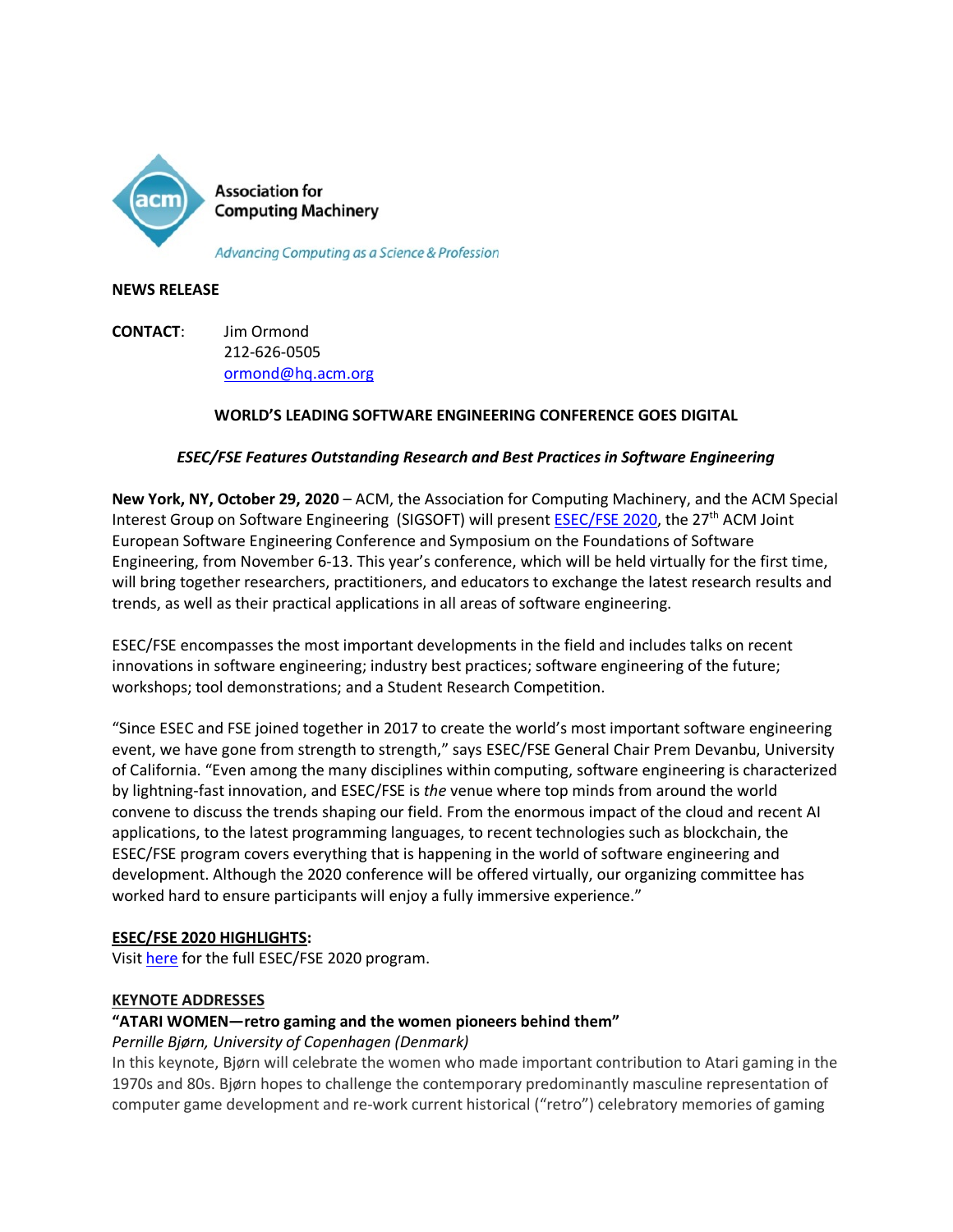Association for Computing Machinery

*Advancing Computing as a Science & Profession*

**NEWS RELEASE**

**CONTACT**: Jim Ormond
212-626-0505
ormond@hq.acm.org

**WORLD'S LEADING SOFTWARE ENGINEERING CONFERENCE GOES DIGITAL**

***ESEC/FSE Features Outstanding Research and Best Practices in Software Engineering***

**New York, NY, October 29, 2020** – ACM, the Association for Computing Machinery, and the ACM Special Interest Group on Software Engineering (SIGSOFT) will present ESEC/FSE 2020, the 27th ACM Joint European Software Engineering Conference and Symposium on the Foundations of Software Engineering, from November 6-13. This year's conference, which will be held virtually for the first time, will bring together researchers, practitioners, and educators to exchange the latest research results and trends, as well as their practical applications in all areas of software engineering.

ESEC/FSE encompasses the most important developments in the field and includes talks on recent innovations in software engineering; industry best practices; software engineering of the future; workshops; tool demonstrations; and a Student Research Competition.

"Since ESEC and FSE joined together in 2017 to create the world's most important software engineering event, we have gone from strength to strength," says ESEC/FSE General Chair Prem Devanbu, University of California. "Even among the many disciplines within computing, software engineering is characterized by lightning-fast innovation, and ESEC/FSE is *the* venue where top minds from around the world convene to discuss the trends shaping our field. From the enormous impact of the cloud and recent AI applications, to the latest programming languages, to recent technologies such as blockchain, the ESEC/FSE program covers everything that is happening in the world of software engineering and development. Although the 2020 conference will be offered virtually, our organizing committee has worked hard to ensure participants will enjoy a fully immersive experience."

**ESEC/FSE 2020 HIGHLIGHTS:**
Visit here for the full ESEC/FSE 2020 program.

**KEYNOTE ADDRESSES**

**"ATARI WOMEN—retro gaming and the women pioneers behind them"**
*Pernille Bjørn, University of Copenhagen (Denmark)*
In this keynote, Bjørn will celebrate the women who made important contribution to Atari gaming in the 1970s and 80s. Bjørn hopes to challenge the contemporary predominantly masculine representation of computer game development and re-work current historical ("retro") celebratory memories of gaming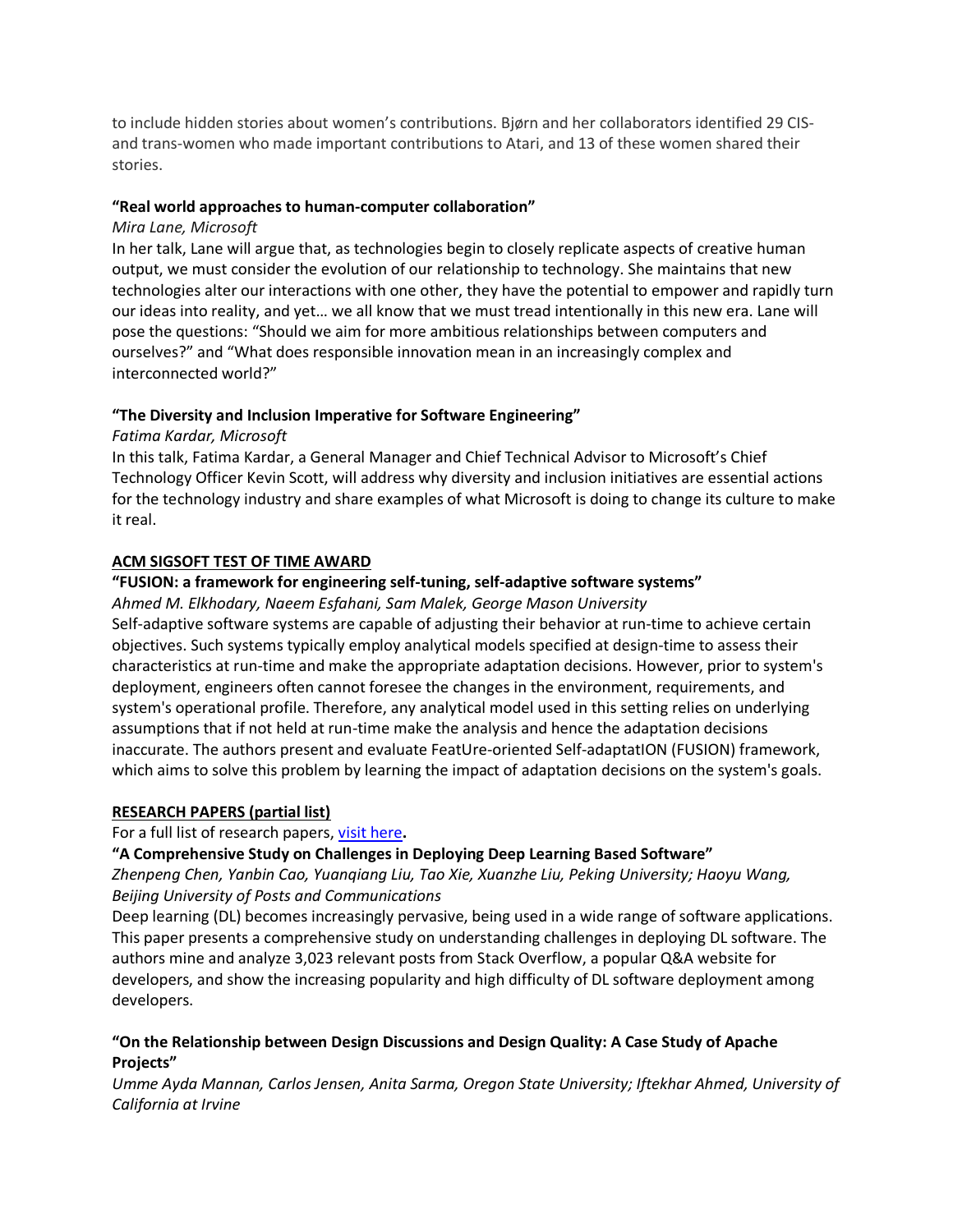to include hidden stories about women's contributions. Bjørn and her collaborators identified 29 CIS- and trans-women who made important contributions to Atari, and 13 of these women shared their stories.

**"Real world approaches to human-computer collaboration"**

*Mira Lane, Microsoft*

In her talk, Lane will argue that, as technologies begin to closely replicate aspects of creative human output, we must consider the evolution of our relationship to technology. She maintains that new technologies alter our interactions with one other, they have the potential to empower and rapidly turn our ideas into reality, and yet… we all know that we must tread intentionally in this new era. Lane will pose the questions: "Should we aim for more ambitious relationships between computers and ourselves?" and "What does responsible innovation mean in an increasingly complex and interconnected world?"

**"The Diversity and Inclusion Imperative for Software Engineering"**

*Fatima Kardar, Microsoft*

In this talk, Fatima Kardar, a General Manager and Chief Technical Advisor to Microsoft's Chief Technology Officer Kevin Scott, will address why diversity and inclusion initiatives are essential actions for the technology industry and share examples of what Microsoft is doing to change its culture to make it real.

**ACM SIGSOFT TEST OF TIME AWARD**

**"FUSION: a framework for engineering self-tuning, self-adaptive software systems"**

*Ahmed M. Elkhodary, Naeem Esfahani, Sam Malek, George Mason University*

Self-adaptive software systems are capable of adjusting their behavior at run-time to achieve certain objectives. Such systems typically employ analytical models specified at design-time to assess their characteristics at run-time and make the appropriate adaptation decisions. However, prior to system's deployment, engineers often cannot foresee the changes in the environment, requirements, and system's operational profile. Therefore, any analytical model used in this setting relies on underlying assumptions that if not held at run-time make the analysis and hence the adaptation decisions inaccurate. The authors present and evaluate FeatUre-oriented Self-adaptatION (FUSION) framework, which aims to solve this problem by learning the impact of adaptation decisions on the system's goals.

**RESEARCH PAPERS (partial list)**

For a full list of research papers, visit here**.**

**"A Comprehensive Study on Challenges in Deploying Deep Learning Based Software"**

*Zhenpeng Chen, Yanbin Cao, Yuanqiang Liu, Tao Xie, Xuanzhe Liu, Peking University; Haoyu Wang, Beijing University of Posts and Communications*

Deep learning (DL) becomes increasingly pervasive, being used in a wide range of software applications. This paper presents a comprehensive study on understanding challenges in deploying DL software. The authors mine and analyze 3,023 relevant posts from Stack Overflow, a popular Q&A website for developers, and show the increasing popularity and high difficulty of DL software deployment among developers.

**"On the Relationship between Design Discussions and Design Quality: A Case Study of Apache Projects"**

*Umme Ayda Mannan, Carlos Jensen, Anita Sarma, Oregon State University; Iftekhar Ahmed, University of California at Irvine*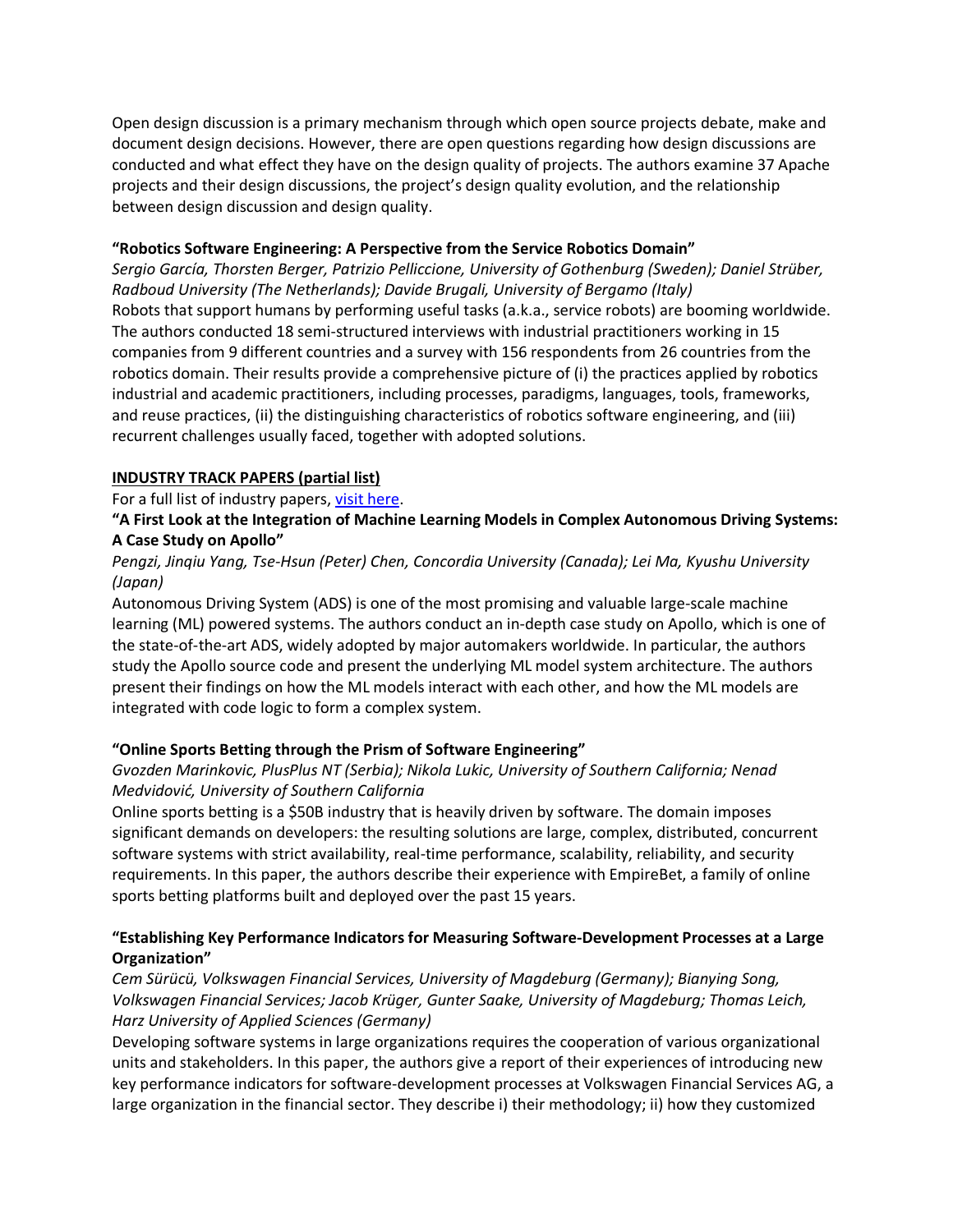Open design discussion is a primary mechanism through which open source projects debate, make and document design decisions. However, there are open questions regarding how design discussions are conducted and what effect they have on the design quality of projects. The authors examine 37 Apache projects and their design discussions, the project's design quality evolution, and the relationship between design discussion and design quality.

**"Robotics Software Engineering: A Perspective from the Service Robotics Domain"**

*Sergio García, Thorsten Berger, Patrizio Pelliccione, University of Gothenburg (Sweden); Daniel Strüber, Radboud University (The Netherlands); Davide Brugali, University of Bergamo (Italy)*

Robots that support humans by performing useful tasks (a.k.a., service robots) are booming worldwide. The authors conducted 18 semi-structured interviews with industrial practitioners working in 15 companies from 9 different countries and a survey with 156 respondents from 26 countries from the robotics domain. Their results provide a comprehensive picture of (i) the practices applied by robotics industrial and academic practitioners, including processes, paradigms, languages, tools, frameworks, and reuse practices, (ii) the distinguishing characteristics of robotics software engineering, and (iii) recurrent challenges usually faced, together with adopted solutions.

**INDUSTRY TRACK PAPERS (partial list)**

For a full list of industry papers, [visit here](#).

**"A First Look at the Integration of Machine Learning Models in Complex Autonomous Driving Systems: A Case Study on Apollo"**

*Pengzi, Jinqiu Yang, Tse-Hsun (Peter) Chen, Concordia University (Canada); Lei Ma, Kyushu University (Japan)*

Autonomous Driving System (ADS) is one of the most promising and valuable large-scale machine learning (ML) powered systems. The authors conduct an in-depth case study on Apollo, which is one of the state-of-the-art ADS, widely adopted by major automakers worldwide. In particular, the authors study the Apollo source code and present the underlying ML model system architecture. The authors present their findings on how the ML models interact with each other, and how the ML models are integrated with code logic to form a complex system.

**"Online Sports Betting through the Prism of Software Engineering"**

*Gvozden Marinkovic, PlusPlus NT (Serbia); Nikola Lukic, University of Southern California; Nenad Medvidović, University of Southern California*

Online sports betting is a $50B industry that is heavily driven by software. The domain imposes significant demands on developers: the resulting solutions are large, complex, distributed, concurrent software systems with strict availability, real-time performance, scalability, reliability, and security requirements. In this paper, the authors describe their experience with EmpireBet, a family of online sports betting platforms built and deployed over the past 15 years.

**"Establishing Key Performance Indicators for Measuring Software-Development Processes at a Large Organization"**

*Cem Sürücü, Volkswagen Financial Services, University of Magdeburg (Germany); Bianying Song, Volkswagen Financial Services; Jacob Krüger, Gunter Saake, University of Magdeburg; Thomas Leich, Harz University of Applied Sciences (Germany)*

Developing software systems in large organizations requires the cooperation of various organizational units and stakeholders. In this paper, the authors give a report of their experiences of introducing new key performance indicators for software-development processes at Volkswagen Financial Services AG, a large organization in the financial sector. They describe i) their methodology; ii) how they customized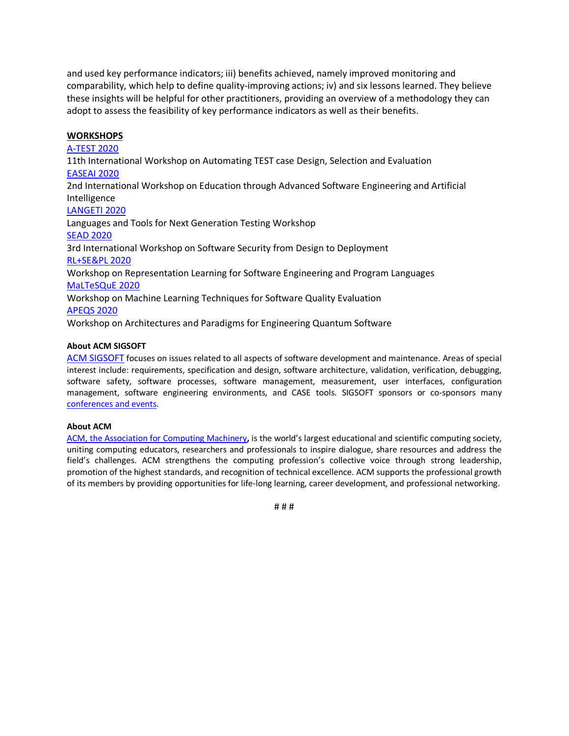and used key performance indicators; iii) benefits achieved, namely improved monitoring and comparability, which help to define quality-improving actions; iv) and six lessons learned. They believe these insights will be helpful for other practitioners, providing an overview of a methodology they can adopt to assess the feasibility of key performance indicators as well as their benefits.

## WORKSHOPS

A-TEST 2020
11th International Workshop on Automating TEST case Design, Selection and Evaluation

EASEAI 2020
2nd International Workshop on Education through Advanced Software Engineering and Artificial Intelligence

LANGETI 2020
Languages and Tools for Next Generation Testing Workshop

SEAD 2020
3rd International Workshop on Software Security from Design to Deployment

RL+SE&PL 2020
Workshop on Representation Learning for Software Engineering and Program Languages

MaLTeSQuE 2020
Workshop on Machine Learning Techniques for Software Quality Evaluation

APEQS 2020
Workshop on Architectures and Paradigms for Engineering Quantum Software

**About ACM SIGSOFT**

ACM SIGSOFT focuses on issues related to all aspects of software development and maintenance. Areas of special interest include: requirements, specification and design, software architecture, validation, verification, debugging, software safety, software processes, software management, measurement, user interfaces, configuration management, software engineering environments, and CASE tools. SIGSOFT sponsors or co-sponsors many conferences and events.

**About ACM**

ACM, the Association for Computing Machinery**,** is the world's largest educational and scientific computing society, uniting computing educators, researchers and professionals to inspire dialogue, share resources and address the field's challenges. ACM strengthens the computing profession's collective voice through strong leadership, promotion of the highest standards, and recognition of technical excellence. ACM supports the professional growth of its members by providing opportunities for life-long learning, career development, and professional networking.

# # #